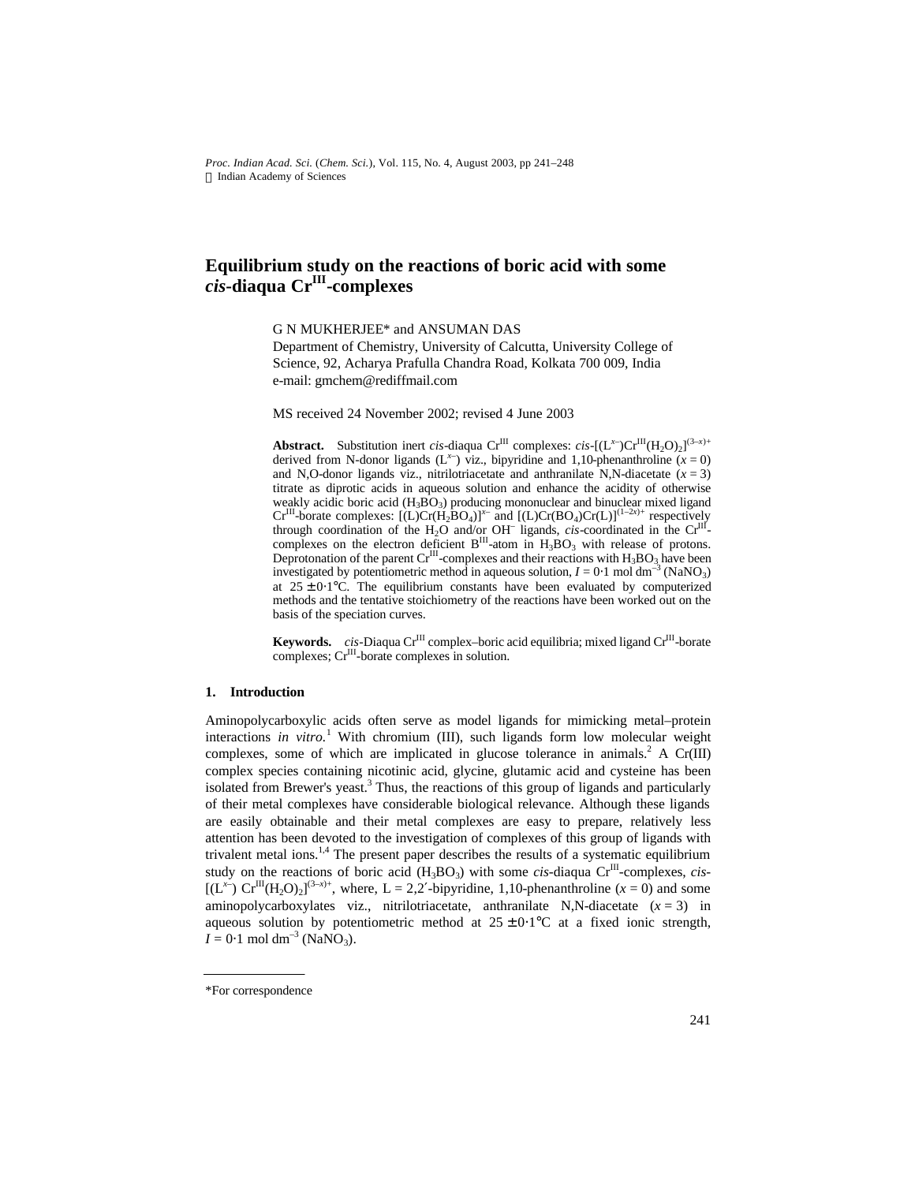# Equilibrium study on the reactions of boric acid with some *cis*-diaqua $Cr^{III}$-complexes

G N MUKHERJEE* and ANSUMAN DAS

Department of Chemistry, University of Calcutta, University College of Science, 92, Acharya Prafulla Chandra Road, Kolkata 700 009, India

e-mail: gmchem@rediffmail.com

MS received 24 November 2002; revised 4 June 2003

**Abstract.** Substitution inert *cis*-diaqua $Cr^{III}$ complexes: *cis*-$[(L^{x-})Cr^{III}(H_2O)_2]^{(3-x)+}$ derived from N-donor ligands ($L^{x-}$) viz., bipyridine and 1,10-phenanthroline ($x = 0$) and N,O-donor ligands viz., nitrilotriacetate and anthranilate N,N-diacetate ($x = 3$) titrate as diprotic acids in aqueous solution and enhance the acidity of otherwise weakly acidic boric acid ($H_3BO_3$) producing mononuclear and binuclear mixed ligand $Cr^{III}$-borate complexes: $[(L)Cr(H_2BO_4)]^{x-}$ and $[(L)Cr(BO_4)Cr(L)]^{(1-2x)+}$ respectively through coordination of the $H_2O$ and/or $OH^-$ ligands, *cis*-coordinated in the $Cr^{III}$-complexes on the electron deficient $B^{III}$-atom in $H_3BO_3$ with release of protons. Deprotonation of the parent $Cr^{III}$-complexes and their reactions with $H_3BO_3$ have been investigated by potentiometric method in aqueous solution, $I = 0{\cdot}1$ mol dm$^{-3}$ ($NaNO_3$) at $25 \pm 0{\cdot}1$°C. The equilibrium constants have been evaluated by computerized methods and the tentative stoichiometry of the reactions have been worked out on the basis of the speciation curves.

**Keywords.** *cis*-Diaqua $Cr^{III}$ complex–boric acid equilibria; mixed ligand $Cr^{III}$-borate complexes; $Cr^{III}$-borate complexes in solution.

## 1. Introduction

Aminopolycarboxylic acids often serve as model ligands for mimicking metal–protein interactions *in vitro*.[1] With chromium (III), such ligands form low molecular weight complexes, some of which are implicated in glucose tolerance in animals.[2] A Cr(III) complex species containing nicotinic acid, glycine, glutamic acid and cysteine has been isolated from Brewer's yeast.[3] Thus, the reactions of this group of ligands and particularly of their metal complexes have considerable biological relevance. Although these ligands are easily obtainable and their metal complexes are easy to prepare, relatively less attention has been devoted to the investigation of complexes of this group of ligands with trivalent metal ions.[1,4] The present paper describes the results of a systematic equilibrium study on the reactions of boric acid ($H_3BO_3$) with some *cis*-diaqua $Cr^{III}$-complexes, *cis*-$[(L^{x-})\ Cr^{III}(H_2O)_2]^{(3-x)+}$, where, L = 2,2′-bipyridine, 1,10-phenanthroline ($x = 0$) and some aminopolycarboxylates viz., nitrilotriacetate, anthranilate N,N-diacetate ($x = 3$) in aqueous solution by potentiometric method at $25 \pm 0{\cdot}1$°C at a fixed ionic strength, $I = 0{\cdot}1$ mol dm$^{-3}$ ($NaNO_3$).

*For correspondence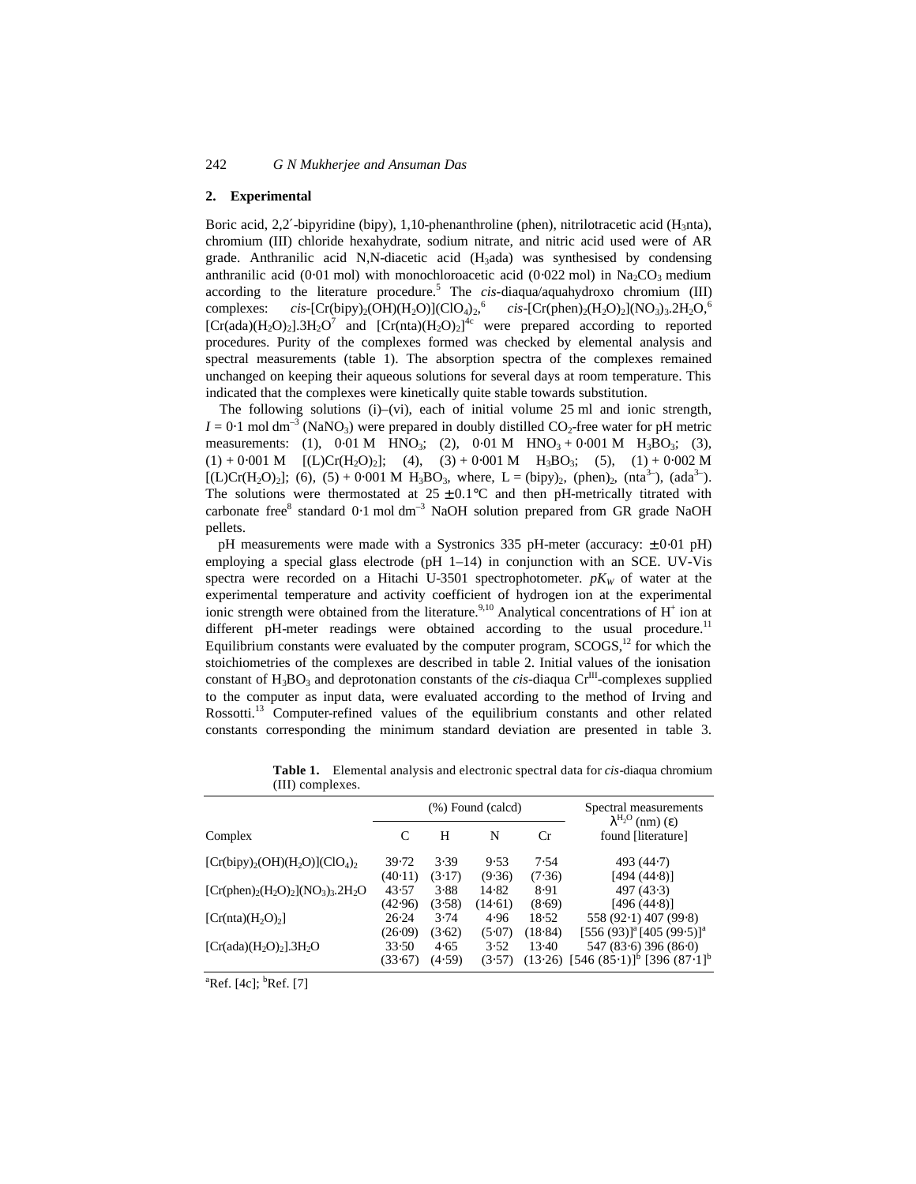## 2. Experimental

Boric acid, 2,2′-bipyridine (bipy), 1,10-phenanthroline (phen), nitrilotracetic acid ($H_3$nta), chromium (III) chloride hexahydrate, sodium nitrate, and nitric acid used were of AR grade. Anthranilic acid N,N-diacetic acid ($H_3$ada) was synthesised by condensing anthranilic acid (0·01 mol) with monochloroacetic acid (0·022 mol) in $Na_2CO_3$ medium according to the literature procedure.[5] The *cis*-diaqua/aquahydroxo chromium (III) complexes: *cis*-$[Cr(bipy)_2(OH)(H_2O)](ClO_4)_2$,[6] *cis*-$[Cr(phen)_2(H_2O)_2](NO_3)_3.2H_2O$,[6] $[Cr(ada)(H_2O)_2].3H_2O$[7] and $[Cr(nta)(H_2O)_2]$[4c] were prepared according to reported procedures. Purity of the complexes formed was checked by elemental analysis and spectral measurements (table 1). The absorption spectra of the complexes remained unchanged on keeping their aqueous solutions for several days at room temperature. This indicated that the complexes were kinetically quite stable towards substitution.

The following solutions (i)–(vi), each of initial volume 25 ml and ionic strength, $I = 0{\cdot}1$ mol dm$^{-3}$ ($NaNO_3$) were prepared in doubly distilled $CO_2$-free water for pH metric measurements: (1), 0·01 M $HNO_3$; (2), 0·01 M $HNO_3$ + 0·001 M $H_3BO_3$; (3), (1) + 0·001 M $[(L)Cr(H_2O)_2]$; (4), (3) + 0·001 M $H_3BO_3$; (5), (1) + 0·002 M $[(L)Cr(H_2O)_2]$; (6), (5) + 0·001 M $H_3BO_3$, where, L = $(bipy)_2$, $(phen)_2$, ($nta^{3-}$), ($ada^{3-}$). The solutions were thermostated at $25 \pm 0.1$°C and then pH-metrically titrated with carbonate free[8] standard 0·1 mol dm$^{-3}$ NaOH solution prepared from GR grade NaOH pellets.

pH measurements were made with a Systronics 335 pH-meter (accuracy: ± 0·01 pH) employing a special glass electrode (pH 1–14) in conjunction with an SCE. UV-Vis spectra were recorded on a Hitachi U-3501 spectrophotometer. $pK_W$ of water at the experimental temperature and activity coefficient of hydrogen ion at the experimental ionic strength were obtained from the literature.[9,10] Analytical concentrations of $H^+$ ion at different pH-meter readings were obtained according to the usual procedure.[11] Equilibrium constants were evaluated by the computer program, SCOGS,[12] for which the stoichiometries of the complexes are described in table 2. Initial values of the ionisation constant of $H_3BO_3$ and deprotonation constants of the *cis*-diaqua $Cr^{III}$-complexes supplied to the computer as input data, were evaluated according to the method of Irving and Rossotti.[13] Computer-refined values of the equilibrium constants and other related constants corresponding the minimum standard deviation are presented in table 3.

**Table 1.** Elemental analysis and electronic spectral data for *cis*-diaqua chromium (III) complexes.

| Complex | (%) Found (calcd) | | | | Spectral measurements $\lambda^{H_2O}$ (nm) (ε) found [literature] |
|---|---|---|---|---|---|
| | C | H | N | Cr | |
| $[Cr(bipy)_2(OH)(H_2O)](ClO_4)_2$ | 39·72 (40·11) | 3·39 (3·17) | 9·53 (9·36) | 7·54 (7·36) | 493 (44·7) [494 (44·8)] |
| $[Cr(phen)_2(H_2O)_2](NO_3)_3.2H_2O$ | 43·57 (42·96) | 3·88 (3·58) | 14·82 (14·61) | 8·91 (8·69) | 497 (43·3) [496 (44·8)] |
| $[Cr(nta)(H_2O)_2]$ | 26·24 (26·09) | 3·74 (3·62) | 4·96 (5·07) | 18·52 (18·84) | 558 (92·1) 407 (99·8) [556 (93)][a] [405 (99·5)][a] |
| $[Cr(ada)(H_2O)_2].3H_2O$ | 33·50 (33·67) | 4·65 (4·59) | 3·52 (3·57) | 13·40 (13·26) | 547 (83·6) 396 (86·0) [546 (85·1)][b] [396 (87·1)][b] |

[a]Ref. [4c]; [b]Ref. [7]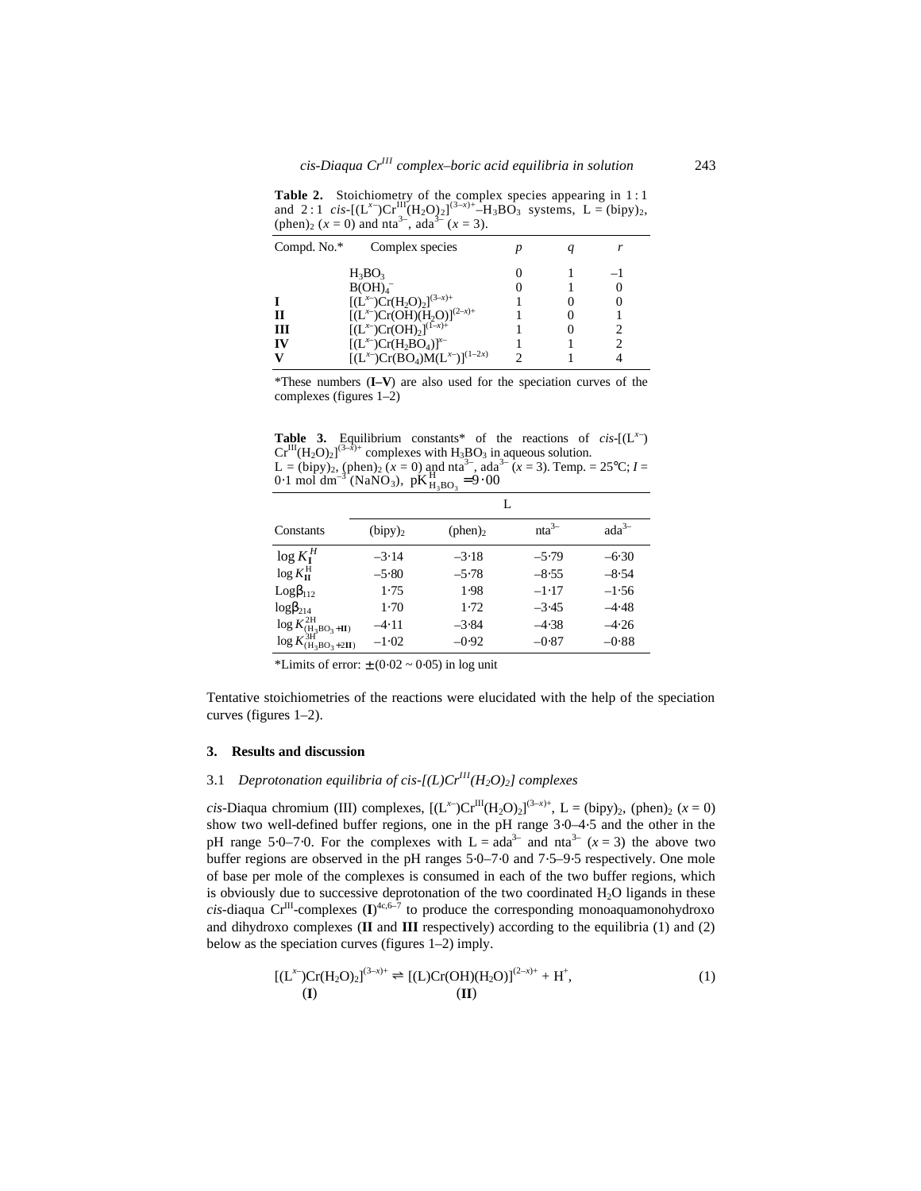**Table 2.** Stoichiometry of the complex species appearing in 1 : 1 and 2 : 1 *cis*-$[(L^{x-})Cr^{III}(H_2O)_2]^{(3-x)+}$–$H_3BO_3$ systems, L = $(bipy)_2$, $(phen)_2$ ($x$ = 0) and $nta^{3-}$, $ada^{3-}$ ($x$ = 3).

| Compd. No.* | Complex species | $p$ | $q$ | $r$ |
|---|---|---|---|---|
| | $H_3BO_3$ | 0 | 1 | –1 |
| | $B(OH)_4^-$ | 0 | 1 | 0 |
| **I** | $[(L^{x-})Cr(H_2O)_2]^{(3-x)+}$ | 1 | 0 | 0 |
| **II** | $[(L^{x-})Cr(OH)(H_2O)]^{(2-x)+}$ | 1 | 0 | 1 |
| **III** | $[(L^{x-})Cr(OH)_2]^{(1-x)+}$ | 1 | 0 | 2 |
| **IV** | $[(L^{x-})Cr(H_2BO_4)]^{x-}$ | 1 | 1 | 2 |
| **V** | $[(L^{x-})Cr(BO_4)M(L^{x-})]^{(1-2x)}$ | 2 | 1 | 4 |

*These numbers (**I–V**) are also used for the speciation curves of the complexes (figures 1–2)

**Table 3.** Equilibrium constants* of the reactions of *cis*-$[(L^{x-})Cr^{III}(H_2O)_2]^{(3-x)+}$ complexes with $H_3BO_3$ in aqueous solution. L = $(bipy)_2$, $(phen)_2$ ($x$ = 0) and $nta^{3-}$, $ada^{3-}$ ($x$ = 3). Temp. = 25°C; $I$ = 0·1 mol dm$^{-3}$ ($NaNO_3$), $pK^{H}_{H_3BO_3} = 9\cdot00$

| Constants | L | | | |
|---|---|---|---|---|
| | $(bipy)_2$ | $(phen)_2$ | $nta^{3-}$ | $ada^{3-}$ |
| $\log K_{\mathbf{I}}^{H}$ | –3·14 | –3·18 | –5·79 | –6·30 |
| $\log K_{\mathbf{II}}^{H}$ | –5·80 | –5·78 | –8·55 | –8·54 |
| $\log\beta_{112}$ | 1·75 | 1·98 | –1·17 | –1·56 |
| $\log\beta_{214}$ | 1·70 | 1·72 | –3·45 | –4·48 |
| $\log K^{2H}_{(H_3BO_3+\mathbf{II})}$ | –4·11 | –3·84 | –4·38 | –4·26 |
| $\log K^{3H}_{(H_3BO_3+2\mathbf{II})}$ | –1·02 | –0·92 | –0·87 | –0·88 |

*Limits of error: ± (0·02 ~ 0·05) in log unit

Tentative stoichiometries of the reactions were elucidated with the help of the speciation curves (figures 1–2).

## 3. Results and discussion

### 3.1 *Deprotonation equilibria of cis-$[(L)Cr^{III}(H_2O)_2]$ complexes*

*cis*-Diaqua chromium (III) complexes, $[(L^{x-})Cr^{III}(H_2O)_2]^{(3-x)+}$, L = $(bipy)_2$, $(phen)_2$ ($x$ = 0) show two well-defined buffer regions, one in the pH range 3·0–4·5 and the other in the pH range 5·0–7·0. For the complexes with L = $ada^{3-}$ and $nta^{3-}$ ($x$ = 3) the above two buffer regions are observed in the pH ranges 5·0–7·0 and 7·5–9·5 respectively. One mole of base per mole of the complexes is consumed in each of the two buffer regions, which is obviously due to successive deprotonation of the two coordinated $H_2O$ ligands in these *cis*-diaqua $Cr^{III}$-complexes (**I**)[4c,6–7] to produce the corresponding monoaquamonohydroxo and dihydroxo complexes (**II** and **III** respectively) according to the equilibria (1) and (2) below as the speciation curves (figures 1–2) imply.

$$\underset{(\mathbf{I})}{[(L^{x-})Cr(H_2O)_2]^{(3-x)+}} \rightleftharpoons \underset{(\mathbf{II})}{[(L)Cr(OH)(H_2O)]^{(2-x)+}} + H^+, \quad (1)$$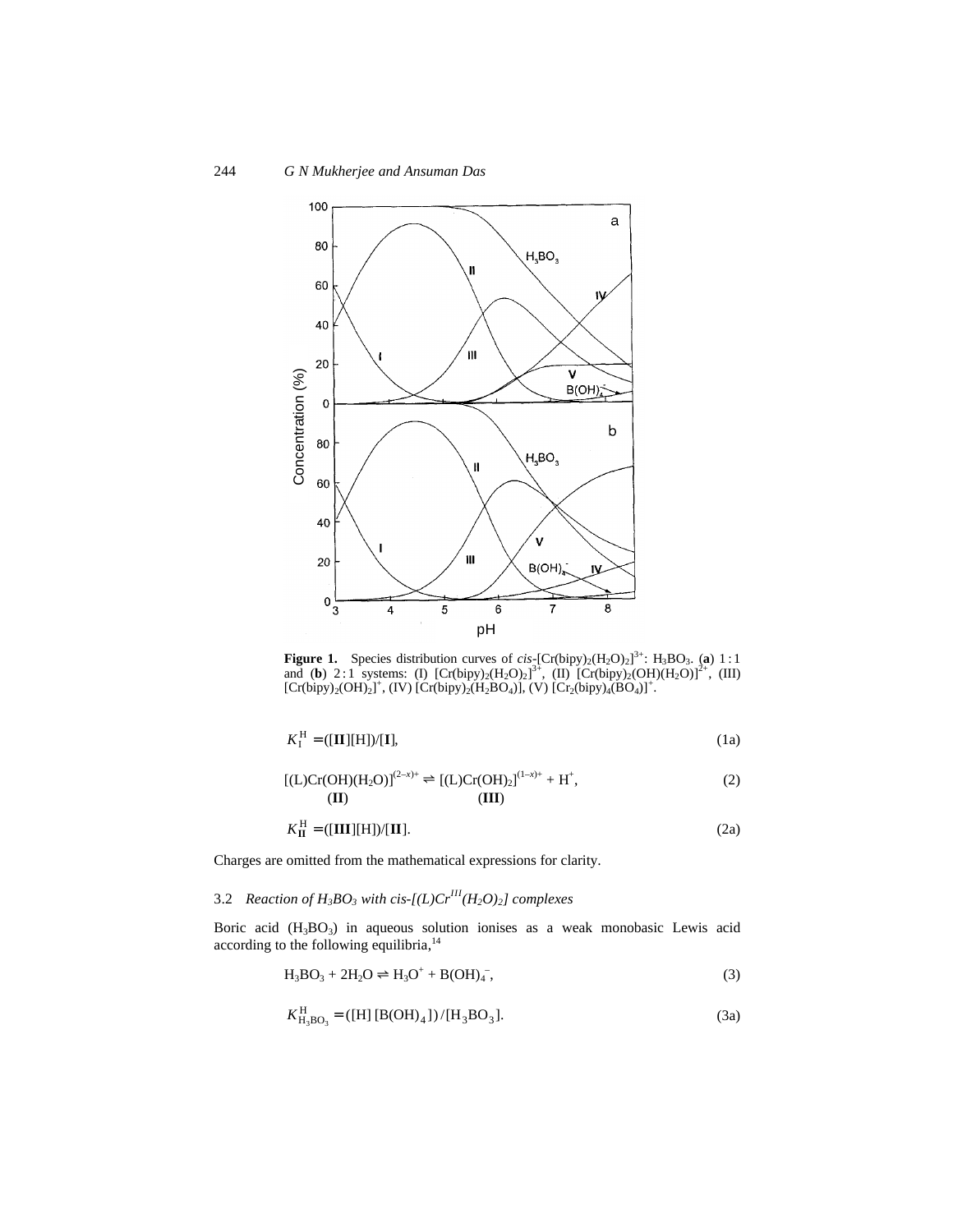**Figure 1.** Species distribution curves of *cis*-$[Cr(bipy)_2(H_2O)_2]^{3+}$: $H_3BO_3$. (**a**) 1 : 1 and (**b**) 2 : 1 systems: (I) $[Cr(bipy)_2(H_2O)_2]^{3+}$, (II) $[Cr(bipy)_2(OH)(H_2O)]^{2+}$, (III) $[Cr(bipy)_2(OH)_2]^{+}$, (IV) $[Cr(bipy)_2(H_2BO_4)]$, (V) $[Cr_2(bipy)_4(BO_4)]^{+}$.

$$K_{\mathrm{I}}^{\mathrm{H}} = ([\mathbf{II}][\mathrm{H}])/[\mathbf{I}], \tag{1a}$$

$$[(\mathrm{L})\mathrm{Cr(OH)(H_2O)}]^{(2-x)+} \rightleftharpoons [(\mathrm{L})\mathrm{Cr(OH)_2}]^{(1-x)+} + \mathrm{H}^+, \tag{2}$$

$$\quad (\mathbf{II}) \qquad\qquad\qquad\qquad (\mathbf{III})$$

$$K_{\mathbf{II}}^{\mathrm{H}} = ([\mathbf{III}][\mathrm{H}])/[\mathbf{II}]. \tag{2a}$$

Charges are omitted from the mathematical expressions for clarity.

### 3.2 *Reaction of $H_3BO_3$ with cis-$[(L)Cr^{III}(H_2O)_2]$ complexes*

Boric acid ($H_3BO_3$) in aqueous solution ionises as a weak monobasic Lewis acid according to the following equilibria,[14]

$$\mathrm{H_3BO_3} + 2\mathrm{H_2O} \rightleftharpoons \mathrm{H_3O^+} + \mathrm{B(OH)_4^-}, \tag{3}$$

$$K_{\mathrm{H_3BO_3}}^{\mathrm{H}} = ([\mathrm{H}]\,[\mathrm{B(OH)_4}])/[\mathrm{H_3BO_3}]. \tag{3a}$$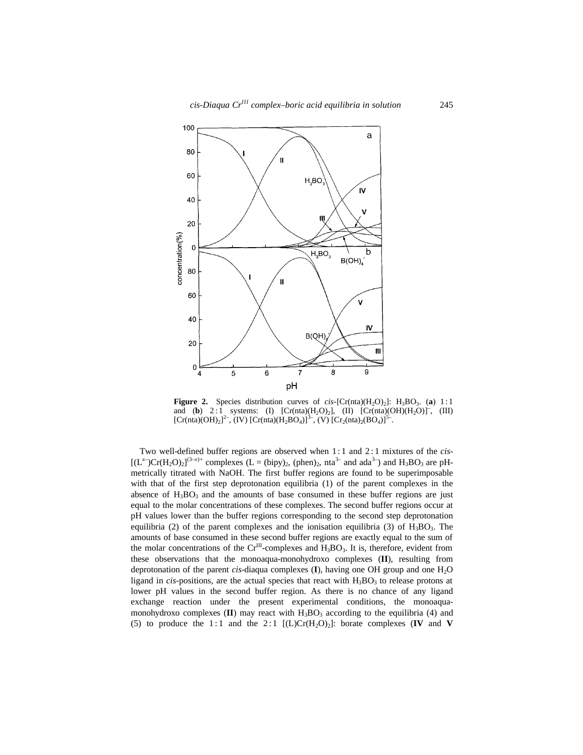**Figure 2.** Species distribution curves of *cis*-$[Cr(nta)(H_2O)_2]$: $H_3BO_3$. (**a**) 1 : 1 and (**b**) 2 : 1 systems: (I) $[Cr(nta)(H_2O)_2]$, (II) $[Cr(nta)(OH)(H_2O)]^-$, (III) $[Cr(nta)(OH)_2]^{2-}$, (IV) $[Cr(nta)(H_2BO_4)]^{3-}$, (V) $[Cr_2(nta)_2(BO_4)]^{5-}$.

Two well-defined buffer regions are observed when 1 : 1 and 2 : 1 mixtures of the *cis*-$[(L^{x-})Cr(H_2O)_2]^{(3-x)+}$ complexes (L = $(bipy)_2$, $(phen)_2$, $nta^{3-}$ and $ada^{3-}$) and $H_3BO_3$ are pH-metrically titrated with NaOH. The first buffer regions are found to be superimposable with that of the first step deprotonation equilibria (1) of the parent complexes in the absence of $H_3BO_3$ and the amounts of base consumed in these buffer regions are just equal to the molar concentrations of these complexes. The second buffer regions occur at pH values lower than the buffer regions corresponding to the second step deprotonation equilibria (2) of the parent complexes and the ionisation equilibria (3) of $H_3BO_3$. The amounts of base consumed in these second buffer regions are exactly equal to the sum of the molar concentrations of the $Cr^{III}$-complexes and $H_3BO_3$. It is, therefore, evident from these observations that the monoaqua-monohydroxo complexes (**II**), resulting from deprotonation of the parent *cis*-diaqua complexes (**I**), having one OH group and one $H_2O$ ligand in *cis*-positions, are the actual species that react with $H_3BO_3$ to release protons at lower pH values in the second buffer region. As there is no chance of any ligand exchange reaction under the present experimental conditions, the monoaqua-monohydroxo complexes (**II**) may react with $H_3BO_3$ according to the equilibria (4) and (5) to produce the 1 : 1 and the 2 : 1 $[(L)Cr(H_2O)_2]$: borate complexes (**IV** and **V**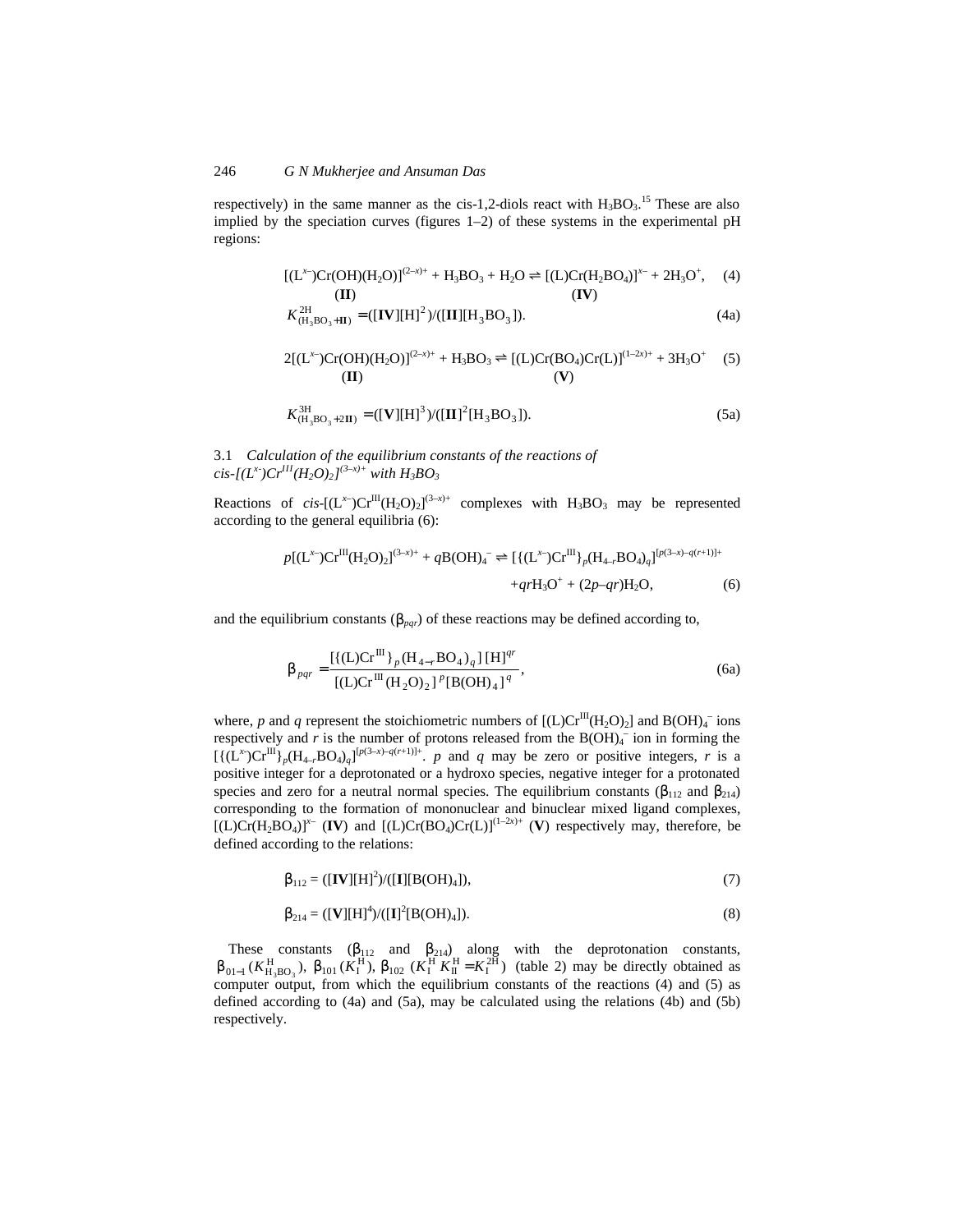respectively) in the same manner as the cis-1,2-diols react with $H_3BO_3$.[15] These are also implied by the speciation curves (figures 1–2) of these systems in the experimental pH regions:

$$[(L^{x-})Cr(OH)(H_2O)]^{(2-x)+} + H_3BO_3 + H_2O \rightleftharpoons [(L)Cr(H_2BO_4)]^{x-} + 2H_3O^+, \quad (4)$$

$$\qquad(\mathbf{II}) \qquad\qquad\qquad\qquad\qquad (\mathbf{IV})$$

$$K^{2H}_{(H_3BO_3+\mathbf{II})} = ([\mathbf{IV}][H]^2)/([\mathbf{II}][H_3BO_3]). \quad (4a)$$

$$2[(L^{x-})Cr(OH)(H_2O)]^{(2-x)+} + H_3BO_3 \rightleftharpoons [(L)Cr(BO_4)Cr(L)]^{(1-2x)+} + 3H_3O^+ \quad (5)$$

$$\qquad(\mathbf{II}) \qquad\qquad\qquad\qquad\qquad (\mathbf{V})$$

$$K^{3H}_{(H_3BO_3+2\mathbf{II})} = ([\mathbf{V}][H]^3)/([\mathbf{II}]^2[H_3BO_3]). \quad (5a)$$

### 3.1 *Calculation of the equilibrium constants of the reactions of cis-$[(L^{x-})Cr^{III}(H_2O)_2]^{(3-x)+}$ with $H_3BO_3$*

Reactions of *cis*-$[(L^{x-})Cr^{III}(H_2O)_2]^{(3-x)+}$ complexes with $H_3BO_3$ may be represented according to the general equilibria (6):

$$p[(L^{x-})Cr^{III}(H_2O)_2]^{(3-x)+} + qB(OH)_4^- \rightleftharpoons [\{(L^{x-})Cr^{III}\}_p(H_{4-r}BO_4)_q]^{[p(3-x)-q(r+1)]+} + qrH_3O^+ + (2p-qr)H_2O, \quad (6)$$

and the equilibrium constants ($\beta_{pqr}$) of these reactions may be defined according to,

$$\beta_{pqr} = \frac{[\{(L)Cr^{III}\}_p(H_{4-r}BO_4)_q]\,[H]^{qr}}{[(L)Cr^{III}(H_2O)_2]^p[B(OH)_4]^q}, \quad (6a)$$

where, $p$ and $q$ represent the stoichiometric numbers of $[(L)Cr^{III}(H_2O)_2]$ and $B(OH)_4^-$ ions respectively and $r$ is the number of protons released from the $B(OH)_4^-$ ion in forming the $[\{(L^{x-})Cr^{III}\}_p(H_{4-r}BO_4)_q]^{[p(3-x)-q(r+1)]+}$. $p$ and $q$ may be zero or positive integers, $r$ is a positive integer for a deprotonated or a hydroxo species, negative integer for a protonated species and zero for a neutral normal species. The equilibrium constants ($\beta_{112}$ and $\beta_{214}$) corresponding to the formation of mononuclear and binuclear mixed ligand complexes, $[(L)Cr(H_2BO_4)]^{x-}$ (**IV**) and $[(L)Cr(BO_4)Cr(L)]^{(1-2x)+}$ (**V**) respectively may, therefore, be defined according to the relations:

$$\beta_{112} = ([\mathbf{IV}][H]^2)/([\mathbf{I}][B(OH)_4]), \quad (7)$$

$$\beta_{214} = ([\mathbf{V}][H]^4)/([\mathbf{I}]^2[B(OH)_4]). \quad (8)$$

These constants ($\beta_{112}$ and $\beta_{214}$) along with the deprotonation constants, $\beta_{01-1}$ ($K^H_{H_3BO_3}$), $\beta_{101}$ ($K^H_I$), $\beta_{102}$ ($K^H_I K^H_{II} = K^{2H}_I$) (table 2) may be directly obtained as computer output, from which the equilibrium constants of the reactions (4) and (5) as defined according to (4a) and (5a), may be calculated using the relations (4b) and (5b) respectively.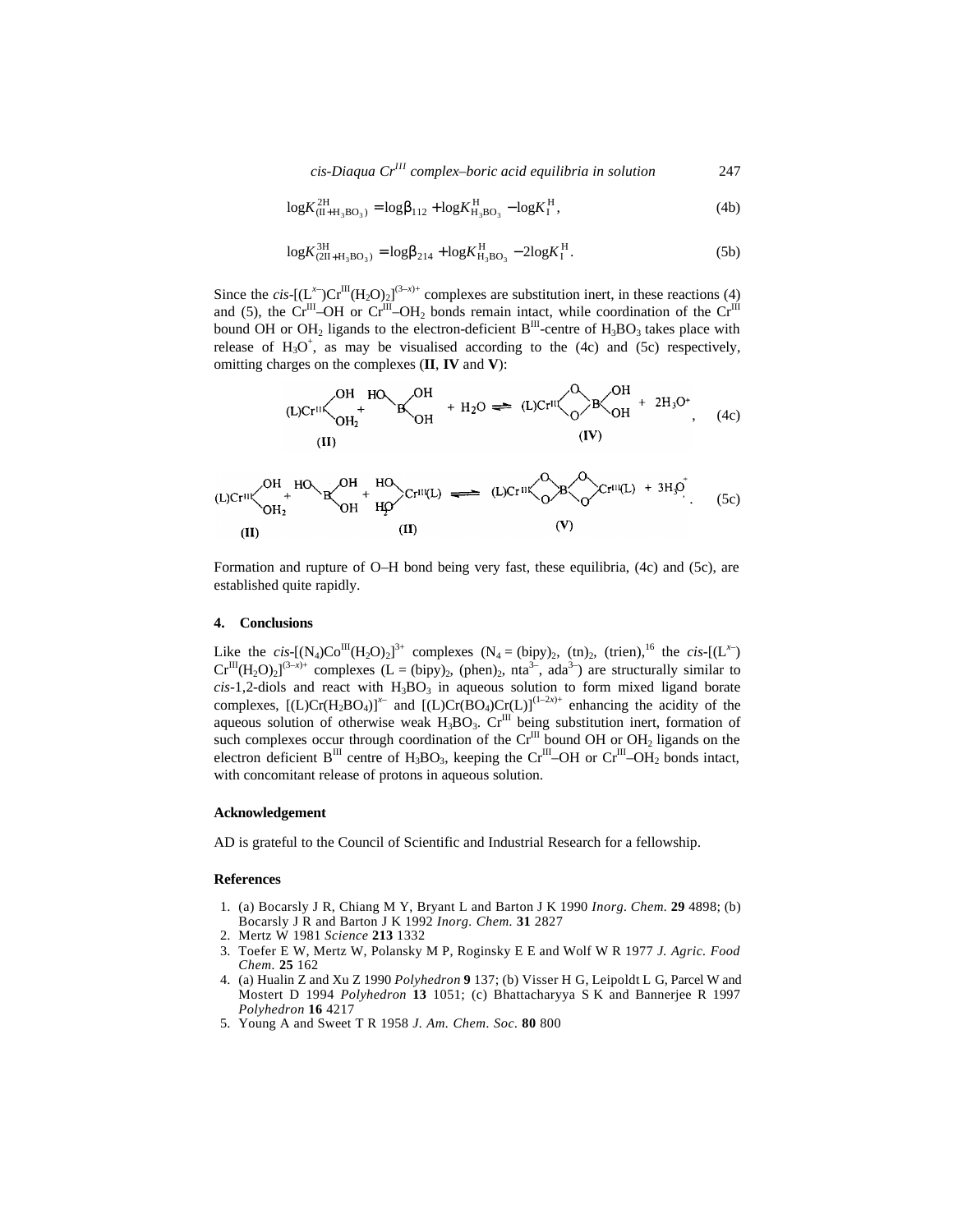$$\log K^{2H}_{(II+H_3BO_3)} = \log\beta_{112} + \log K^{H}_{H_3BO_3} - \log K^{H}_{I}, \tag{4b}$$

$$\log K^{3H}_{(2II+H_3BO_3)} = \log\beta_{214} + \log K^{H}_{H_3BO_3} - 2\log K^{H}_{I}. \tag{5b}$$

Since the *cis*-$[(L^{x-})Cr^{III}(H_2O)_2]^{(3-x)+}$ complexes are substitution inert, in these reactions (4) and (5), the $Cr^{III}$–OH or $Cr^{III}$–$OH_2$ bonds remain intact, while coordination of the $Cr^{III}$ bound OH or $OH_2$ ligands to the electron-deficient $B^{III}$-centre of $H_3BO_3$ takes place with release of $H_3O^+$, as may be visualised according to the (4c) and (5c) respectively, omitting charges on the complexes (**II**, **IV** and **V**):

$$\text{(L)Cr}^{III}(\text{OH})(\text{OH}_2)\ (\mathbf{II}) + \text{B(OH)}_3 + \text{H}_2\text{O} \rightleftharpoons \text{(L)Cr}^{III}(\mu\text{-O})_2\text{B(OH)}_2\ (\mathbf{IV}) + 2\text{H}_3\text{O}^+, \tag{4c}$$

$$\text{(L)Cr}^{III}(\text{OH})(\text{OH}_2)\ (\mathbf{II}) + \text{B(OH)}_3 + (\text{HO})(\text{H}_2\text{O})\text{Cr}^{III}\text{(L)}\ (\mathbf{II}) \rightleftharpoons \text{(L)Cr}^{III}(\mu\text{-O})_2\text{B}(\mu\text{-O})_2\text{Cr}^{III}\text{(L)}\ (\mathbf{V}) + 3\text{H}_3\text{O}^+. \tag{5c}$$

Formation and rupture of O–H bond being very fast, these equilibria, (4c) and (5c), are established quite rapidly.

## 4. Conclusions

Like the *cis*-$[(N_4)Co^{III}(H_2O)_2]^{3+}$ complexes ($N_4$ = (bipy)$_2$, (tn)$_2$, (trien),[16] the *cis*-$[(L^{x-})Cr^{III}(H_2O)_2]^{(3-x)+}$ complexes (L = (bipy)$_2$, (phen)$_2$, nta$^{3-}$, ada$^{3-}$) are structurally similar to *cis*-1,2-diols and react with $H_3BO_3$ in aqueous solution to form mixed ligand borate complexes, $[(L)Cr(H_2BO_4)]^{x-}$ and $[(L)Cr(BO_4)Cr(L)]^{(1-2x)+}$ enhancing the acidity of the aqueous solution of otherwise weak $H_3BO_3$. $Cr^{III}$ being substitution inert, formation of such complexes occur through coordination of the $Cr^{III}$ bound OH or $OH_2$ ligands on the electron deficient $B^{III}$ centre of $H_3BO_3$, keeping the $Cr^{III}$–OH or $Cr^{III}$–$OH_2$ bonds intact, with concomitant release of protons in aqueous solution.

### Acknowledgement

AD is grateful to the Council of Scientific and Industrial Research for a fellowship.

### References

1. (a) Bocarsly J R, Chiang M Y, Bryant L and Barton J K 1990 *Inorg. Chem.* **29** 4898; (b) Bocarsly J R and Barton J K 1992 *Inorg. Chem.* **31** 2827
2. Mertz W 1981 *Science* **213** 1332
3. Toefer E W, Mertz W, Polansky M P, Roginsky E E and Wolf W R 1977 *J. Agric. Food Chem.* **25** 162
4. (a) Hualin Z and Xu Z 1990 *Polyhedron* **9** 137; (b) Visser H G, Leipoldt L G, Parcel W and Mostert D 1994 *Polyhedron* **13** 1051; (c) Bhattacharyya S K and Bannerjee R 1997 *Polyhedron* **16** 4217
5. Young A and Sweet T R 1958 *J. Am. Chem. Soc.* **80** 800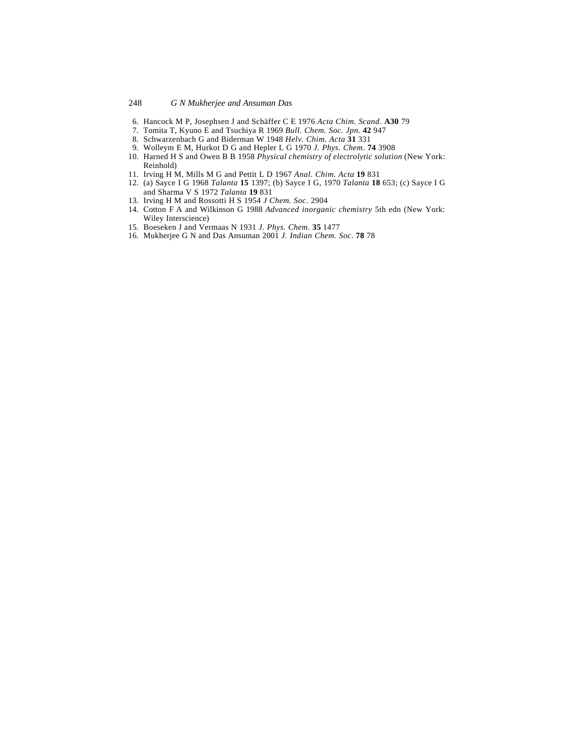6. Hancock M P, Josephsen J and Schäffer C E 1976 *Acta Chim. Scand*. **A30** 79
7. Tomita T, Kyuno E and Tsuchiya R 1969 *Bull. Chem. Soc. Jpn.* **42** 947
8. Schwarzenbach G and Biderman W 1948 *Helv. Chim. Acta* **31** 331
9. Wolleym E M, Hurkot D G and Hepler L G 1970 *J. Phys. Chem*. **74** 3908
10. Harned H S and Owen B B 1958 *Physical chemistry of electrolytic solution* (New York: Reinhold)
11. Irving H M, Mills M G and Pettit L D 1967 *Anal. Chim. Acta* **19** 831
12. (a) Sayce I G 1968 *Talanta* **15** 1397; (b) Sayce I G, 1970 *Talanta* **18** 653; (c) Sayce I G and Sharma V S 1972 *Talanta* **19** 831
13. Irving H M and Rossotti H S 1954 *J Chem. Soc*. 2904
14. Cotton F A and Wilkinson G 1988 *Advanced inorganic chemistry* 5th edn (New York: Wiley Interscience)
15. Boeseken J and Vermaas N 1931 *J. Phys. Chem*. **35** 1477
16. Mukherjee G N and Das Ansuman 2001 *J. Indian Chem. Soc*. **78** 78